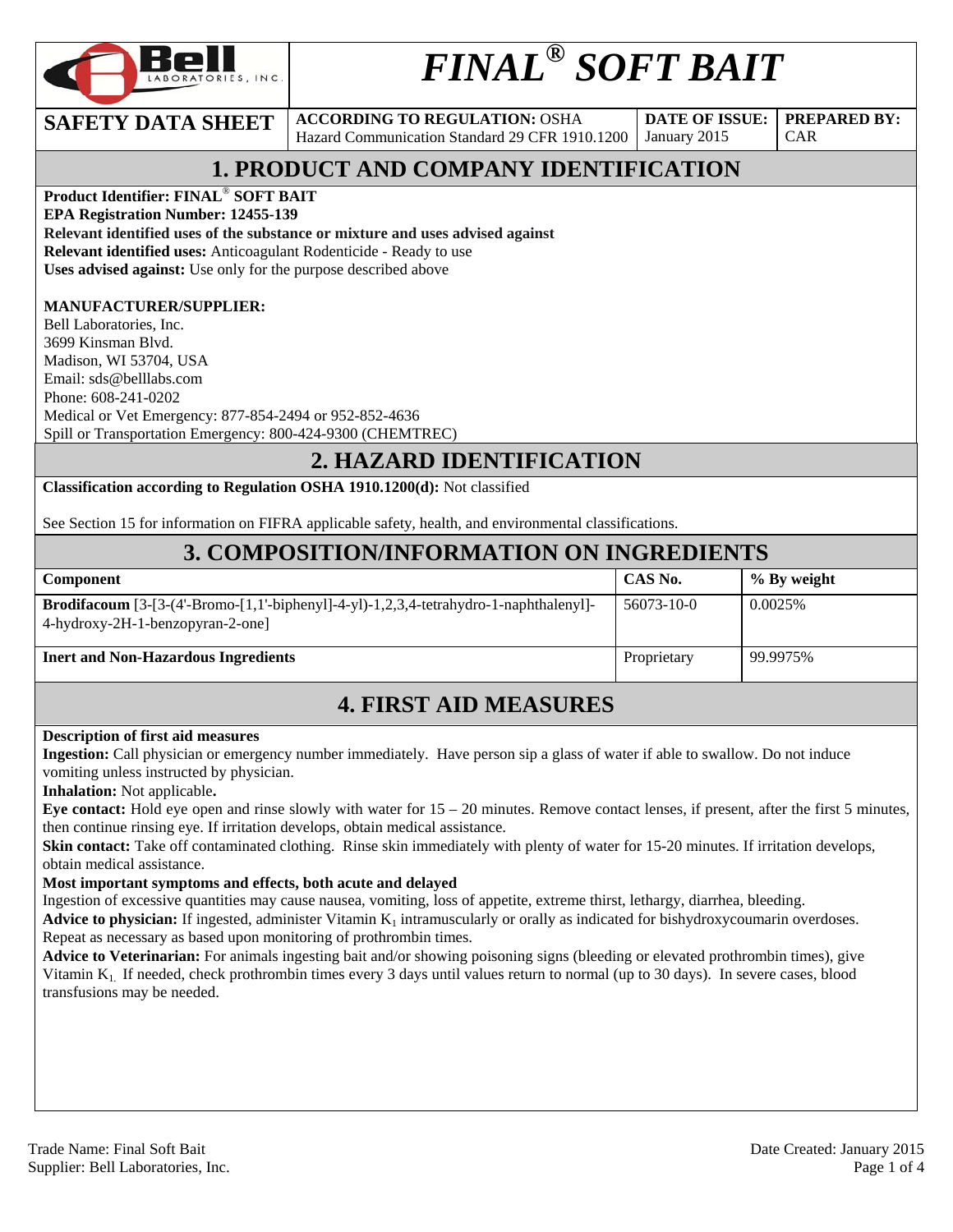# FINAL® SOFT BAIT

| SAFETY DATA SHEET | ACCORDING TO REGULATION: OSHA Hazard Communication Standard 29 CFR 1910.1200 | DATE OF ISSUE: January 2015 | PREPARED BY: CAR |
|---|---|---|---|

## 1. PRODUCT AND COMPANY IDENTIFICATION

**Product Identifier: FINAL® SOFT BAIT**
**EPA Registration Number: 12455-139**
**Relevant identified uses of the substance or mixture and uses advised against**
**Relevant identified uses:** Anticoagulant Rodenticide - Ready to use
**Uses advised against:** Use only for the purpose described above

**MANUFACTURER/SUPPLIER:**
Bell Laboratories, Inc.
3699 Kinsman Blvd.
Madison, WI 53704, USA
Email: sds@belllabs.com
Phone: 608-241-0202
Medical or Vet Emergency: 877-854-2494 or 952-852-4636
Spill or Transportation Emergency: 800-424-9300 (CHEMTREC)

## 2. HAZARD IDENTIFICATION

**Classification according to Regulation OSHA 1910.1200(d):** Not classified

See Section 15 for information on FIFRA applicable safety, health, and environmental classifications.

## 3. COMPOSITION/INFORMATION ON INGREDIENTS

| Component | CAS No. | % By weight |
|---|---|---|
| **Brodifacoum** [3-[3-(4'-Bromo-[1,1'-biphenyl]-4-yl)-1,2,3,4-tetrahydro-1-naphthalenyl]-4-hydroxy-2H-1-benzopyran-2-one] | 56073-10-0 | 0.0025% |
| **Inert and Non-Hazardous Ingredients** | Proprietary | 99.9975% |

## 4. FIRST AID MEASURES

**Description of first aid measures**
**Ingestion:** Call physician or emergency number immediately. Have person sip a glass of water if able to swallow. Do not induce vomiting unless instructed by physician.
**Inhalation:** Not applicable**.**
**Eye contact:** Hold eye open and rinse slowly with water for 15 – 20 minutes. Remove contact lenses, if present, after the first 5 minutes, then continue rinsing eye. If irritation develops, obtain medical assistance.
**Skin contact:** Take off contaminated clothing. Rinse skin immediately with plenty of water for 15-20 minutes. If irritation develops, obtain medical assistance.
**Most important symptoms and effects, both acute and delayed**
Ingestion of excessive quantities may cause nausea, vomiting, loss of appetite, extreme thirst, lethargy, diarrhea, bleeding.
**Advice to physician:** If ingested, administer Vitamin $K_1$ intramuscularly or orally as indicated for bishydroxycoumarin overdoses. Repeat as necessary as based upon monitoring of prothrombin times.
**Advice to Veterinarian:** For animals ingesting bait and/or showing poisoning signs (bleeding or elevated prothrombin times), give Vitamin $K_1$. If needed, check prothrombin times every 3 days until values return to normal (up to 30 days). In severe cases, blood transfusions may be needed.

Trade Name: Final Soft Bait
Supplier: Bell Laboratories, Inc.
Date Created: January 2015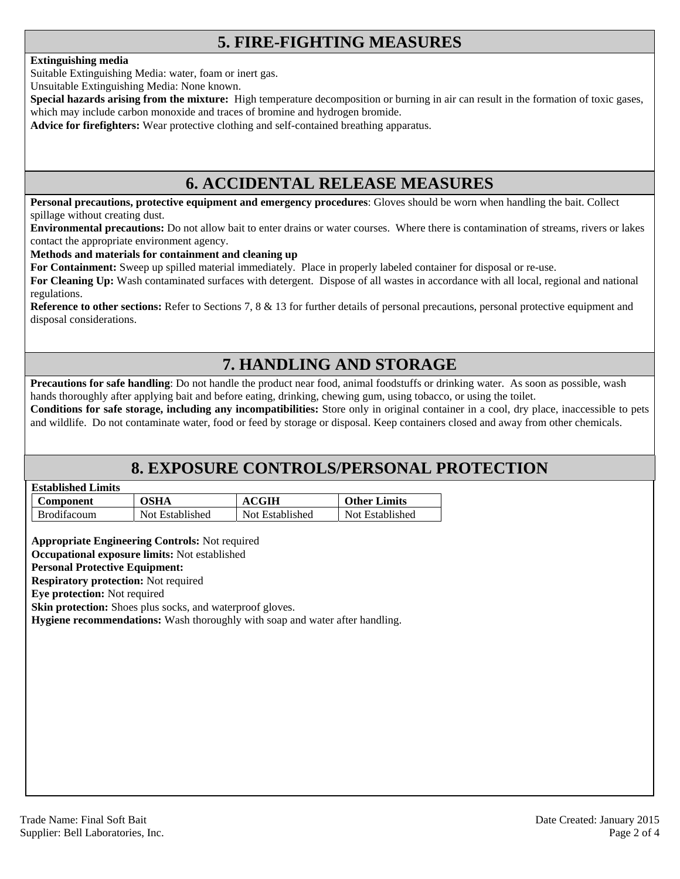## 5. FIRE-FIGHTING MEASURES

**Extinguishing media**

Suitable Extinguishing Media: water, foam or inert gas.

Unsuitable Extinguishing Media: None known.

**Special hazards arising from the mixture:** High temperature decomposition or burning in air can result in the formation of toxic gases, which may include carbon monoxide and traces of bromine and hydrogen bromide.

**Advice for firefighters:** Wear protective clothing and self-contained breathing apparatus.

## 6. ACCIDENTAL RELEASE MEASURES

**Personal precautions, protective equipment and emergency procedures**: Gloves should be worn when handling the bait. Collect spillage without creating dust.

**Environmental precautions:** Do not allow bait to enter drains or water courses. Where there is contamination of streams, rivers or lakes contact the appropriate environment agency.

**Methods and materials for containment and cleaning up**

**For Containment:** Sweep up spilled material immediately. Place in properly labeled container for disposal or re-use.

**For Cleaning Up:** Wash contaminated surfaces with detergent. Dispose of all wastes in accordance with all local, regional and national regulations.

**Reference to other sections:** Refer to Sections 7, 8 & 13 for further details of personal precautions, personal protective equipment and disposal considerations.

## 7. HANDLING AND STORAGE

**Precautions for safe handling**: Do not handle the product near food, animal foodstuffs or drinking water. As soon as possible, wash hands thoroughly after applying bait and before eating, drinking, chewing gum, using tobacco, or using the toilet.

**Conditions for safe storage, including any incompatibilities:** Store only in original container in a cool, dry place, inaccessible to pets and wildlife. Do not contaminate water, food or feed by storage or disposal. Keep containers closed and away from other chemicals.

## 8. EXPOSURE CONTROLS/PERSONAL PROTECTION

**Established Limits**

| Component | OSHA | ACGIH | Other Limits |
|---|---|---|---|
| Brodifacoum | Not Established | Not Established | Not Established |

**Appropriate Engineering Controls:** Not required

**Occupational exposure limits:** Not established

**Personal Protective Equipment:**

**Respiratory protection:** Not required

**Eye protection:** Not required

**Skin protection:** Shoes plus socks, and waterproof gloves.

**Hygiene recommendations:** Wash thoroughly with soap and water after handling.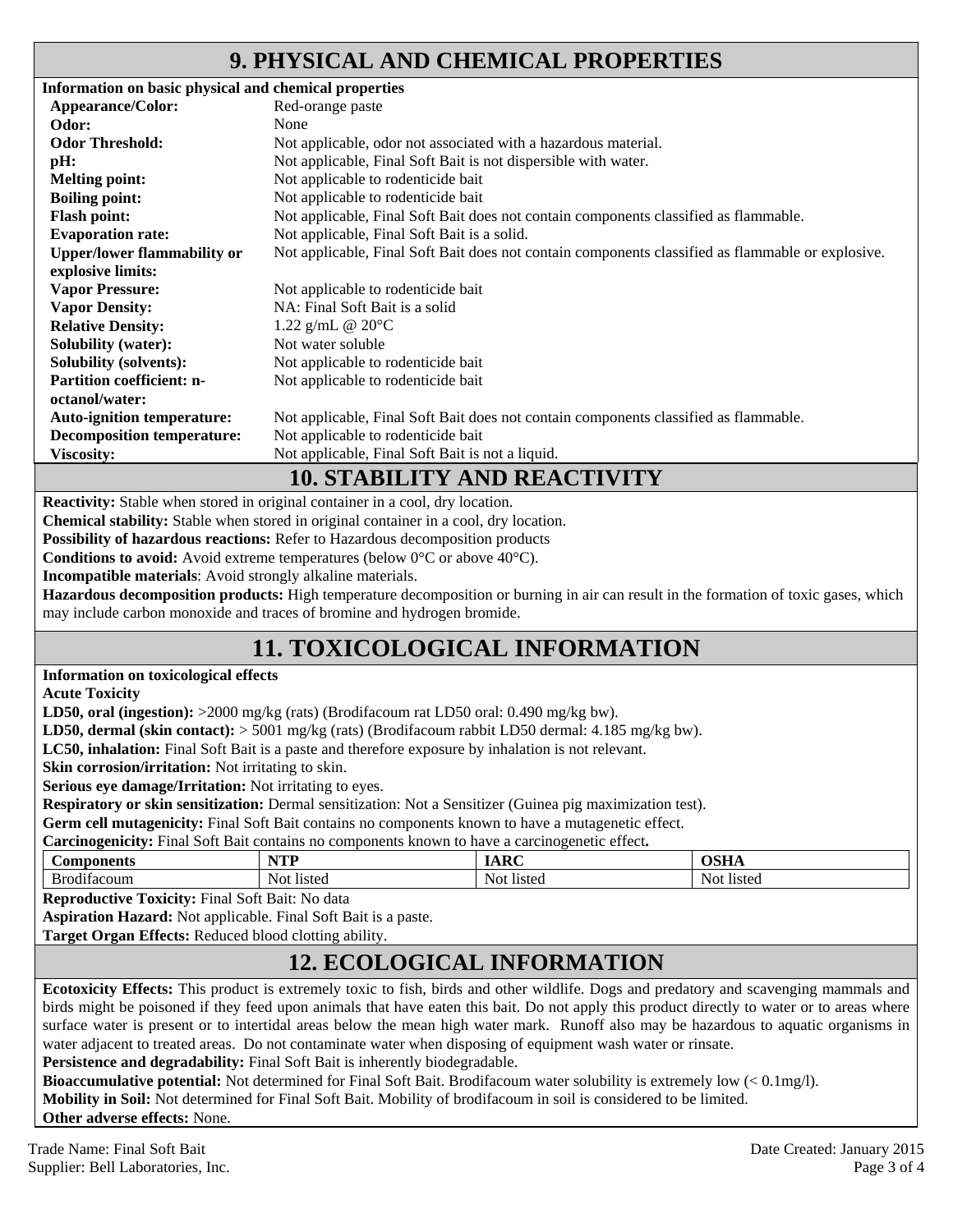## 9. PHYSICAL AND CHEMICAL PROPERTIES

**Information on basic physical and chemical properties**

| | |
|---|---|
| **Appearance/Color:** | Red-orange paste |
| **Odor:** | None |
| **Odor Threshold:** | Not applicable, odor not associated with a hazardous material. |
| **pH:** | Not applicable, Final Soft Bait is not dispersible with water. |
| **Melting point:** | Not applicable to rodenticide bait |
| **Boiling point:** | Not applicable to rodenticide bait |
| **Flash point:** | Not applicable, Final Soft Bait does not contain components classified as flammable. |
| **Evaporation rate:** | Not applicable, Final Soft Bait is a solid. |
| **Upper/lower flammability or explosive limits:** | Not applicable, Final Soft Bait does not contain components classified as flammable or explosive. |
| **Vapor Pressure:** | Not applicable to rodenticide bait |
| **Vapor Density:** | NA: Final Soft Bait is a solid |
| **Relative Density:** | 1.22 g/mL @ 20°C |
| **Solubility (water):** | Not water soluble |
| **Solubility (solvents):** | Not applicable to rodenticide bait |
| **Partition coefficient: n-octanol/water:** | Not applicable to rodenticide bait |
| **Auto-ignition temperature:** | Not applicable, Final Soft Bait does not contain components classified as flammable. |
| **Decomposition temperature:** | Not applicable to rodenticide bait |
| **Viscosity:** | Not applicable, Final Soft Bait is not a liquid. |

## 10. STABILITY AND REACTIVITY

**Reactivity:** Stable when stored in original container in a cool, dry location.

**Chemical stability:** Stable when stored in original container in a cool, dry location.

**Possibility of hazardous reactions:** Refer to Hazardous decomposition products

**Conditions to avoid:** Avoid extreme temperatures (below 0°C or above 40°C).

**Incompatible materials**: Avoid strongly alkaline materials.

**Hazardous decomposition products:** High temperature decomposition or burning in air can result in the formation of toxic gases, which may include carbon monoxide and traces of bromine and hydrogen bromide.

## 11. TOXICOLOGICAL INFORMATION

**Information on toxicological effects**

**Acute Toxicity**

**LD50, oral (ingestion):** >2000 mg/kg (rats) (Brodifacoum rat LD50 oral: 0.490 mg/kg bw).

**LD50, dermal (skin contact):** > 5001 mg/kg (rats) (Brodifacoum rabbit LD50 dermal: 4.185 mg/kg bw).

**LC50, inhalation:** Final Soft Bait is a paste and therefore exposure by inhalation is not relevant.

**Skin corrosion/irritation:** Not irritating to skin.

**Serious eye damage/Irritation:** Not irritating to eyes.

**Respiratory or skin sensitization:** Dermal sensitization: Not a Sensitizer (Guinea pig maximization test).

**Germ cell mutagenicity:** Final Soft Bait contains no components known to have a mutagenetic effect.

**Carcinogenicity:** Final Soft Bait contains no components known to have a carcinogenetic effect**.**

| Components | NTP | IARC | OSHA |
|---|---|---|---|
| Brodifacoum | Not listed | Not listed | Not listed |

**Reproductive Toxicity:** Final Soft Bait: No data

**Aspiration Hazard:** Not applicable. Final Soft Bait is a paste.

**Target Organ Effects:** Reduced blood clotting ability.

## 12. ECOLOGICAL INFORMATION

**Ecotoxicity Effects:** This product is extremely toxic to fish, birds and other wildlife. Dogs and predatory and scavenging mammals and birds might be poisoned if they feed upon animals that have eaten this bait. Do not apply this product directly to water or to areas where surface water is present or to intertidal areas below the mean high water mark. Runoff also may be hazardous to aquatic organisms in water adjacent to treated areas. Do not contaminate water when disposing of equipment wash water or rinsate.

**Persistence and degradability:** Final Soft Bait is inherently biodegradable.

**Bioaccumulative potential:** Not determined for Final Soft Bait. Brodifacoum water solubility is extremely low (< 0.1mg/l).

**Mobility in Soil:** Not determined for Final Soft Bait. Mobility of brodifacoum in soil is considered to be limited.

**Other adverse effects:** None.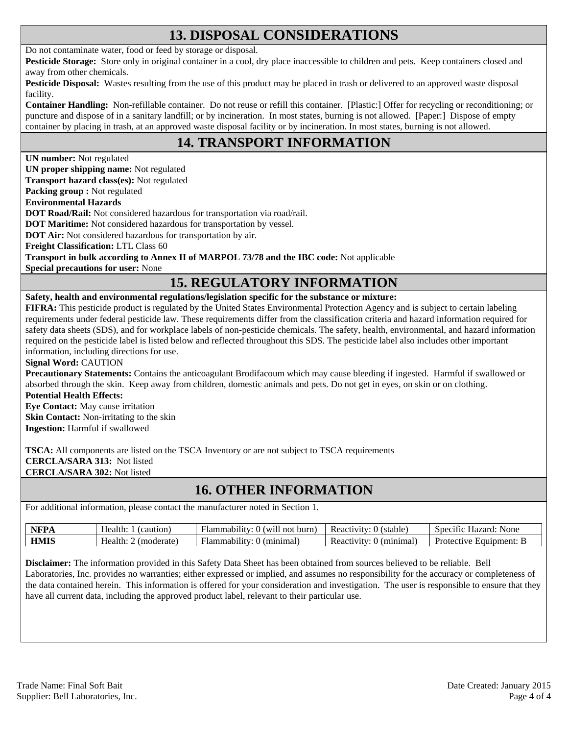## 13. DISPOSAL CONSIDERATIONS

Do not contaminate water, food or feed by storage or disposal.

**Pesticide Storage:** Store only in original container in a cool, dry place inaccessible to children and pets. Keep containers closed and away from other chemicals.

**Pesticide Disposal:** Wastes resulting from the use of this product may be placed in trash or delivered to an approved waste disposal facility.

**Container Handling:** Non-refillable container. Do not reuse or refill this container. [Plastic:] Offer for recycling or reconditioning; or puncture and dispose of in a sanitary landfill; or by incineration. In most states, burning is not allowed. [Paper:] Dispose of empty container by placing in trash, at an approved waste disposal facility or by incineration. In most states, burning is not allowed.

## 14. TRANSPORT INFORMATION

**UN number:** Not regulated
**UN proper shipping name:** Not regulated
**Transport hazard class(es):** Not regulated
**Packing group :** Not regulated
**Environmental Hazards**
**DOT Road/Rail:** Not considered hazardous for transportation via road/rail.
**DOT Maritime:** Not considered hazardous for transportation by vessel.
**DOT Air:** Not considered hazardous for transportation by air.
**Freight Classification:** LTL Class 60
**Transport in bulk according to Annex II of MARPOL 73/78 and the IBC code:** Not applicable
**Special precautions for user:** None

## 15. REGULATORY INFORMATION

**Safety, health and environmental regulations/legislation specific for the substance or mixture:**

**FIFRA:** This pesticide product is regulated by the United States Environmental Protection Agency and is subject to certain labeling requirements under federal pesticide law. These requirements differ from the classification criteria and hazard information required for safety data sheets (SDS), and for workplace labels of non-pesticide chemicals. The safety, health, environmental, and hazard information required on the pesticide label is listed below and reflected throughout this SDS. The pesticide label also includes other important information, including directions for use.

**Signal Word:** CAUTION

**Precautionary Statements:** Contains the anticoagulant Brodifacoum which may cause bleeding if ingested. Harmful if swallowed or absorbed through the skin. Keep away from children, domestic animals and pets. Do not get in eyes, on skin or on clothing.

**Potential Health Effects:**
**Eye Contact:** May cause irritation
**Skin Contact:** Non-irritating to the skin
**Ingestion:** Harmful if swallowed

**TSCA:** All components are listed on the TSCA Inventory or are not subject to TSCA requirements
**CERCLA/SARA 313:** Not listed
**CERCLA/SARA 302:** Not listed

## 16. OTHER INFORMATION

For additional information, please contact the manufacturer noted in Section 1.

| | | | | |
|---|---|---|---|---|
| **NFPA** | Health: 1 (caution) | Flammability: 0 (will not burn) | Reactivity: 0 (stable) | Specific Hazard: None |
| **HMIS** | Health: 2 (moderate) | Flammability: 0 (minimal) | Reactivity: 0 (minimal) | Protective Equipment: B |

**Disclaimer:** The information provided in this Safety Data Sheet has been obtained from sources believed to be reliable. Bell Laboratories, Inc. provides no warranties; either expressed or implied, and assumes no responsibility for the accuracy or completeness of the data contained herein. This information is offered for your consideration and investigation. The user is responsible to ensure that they have all current data, including the approved product label, relevant to their particular use.